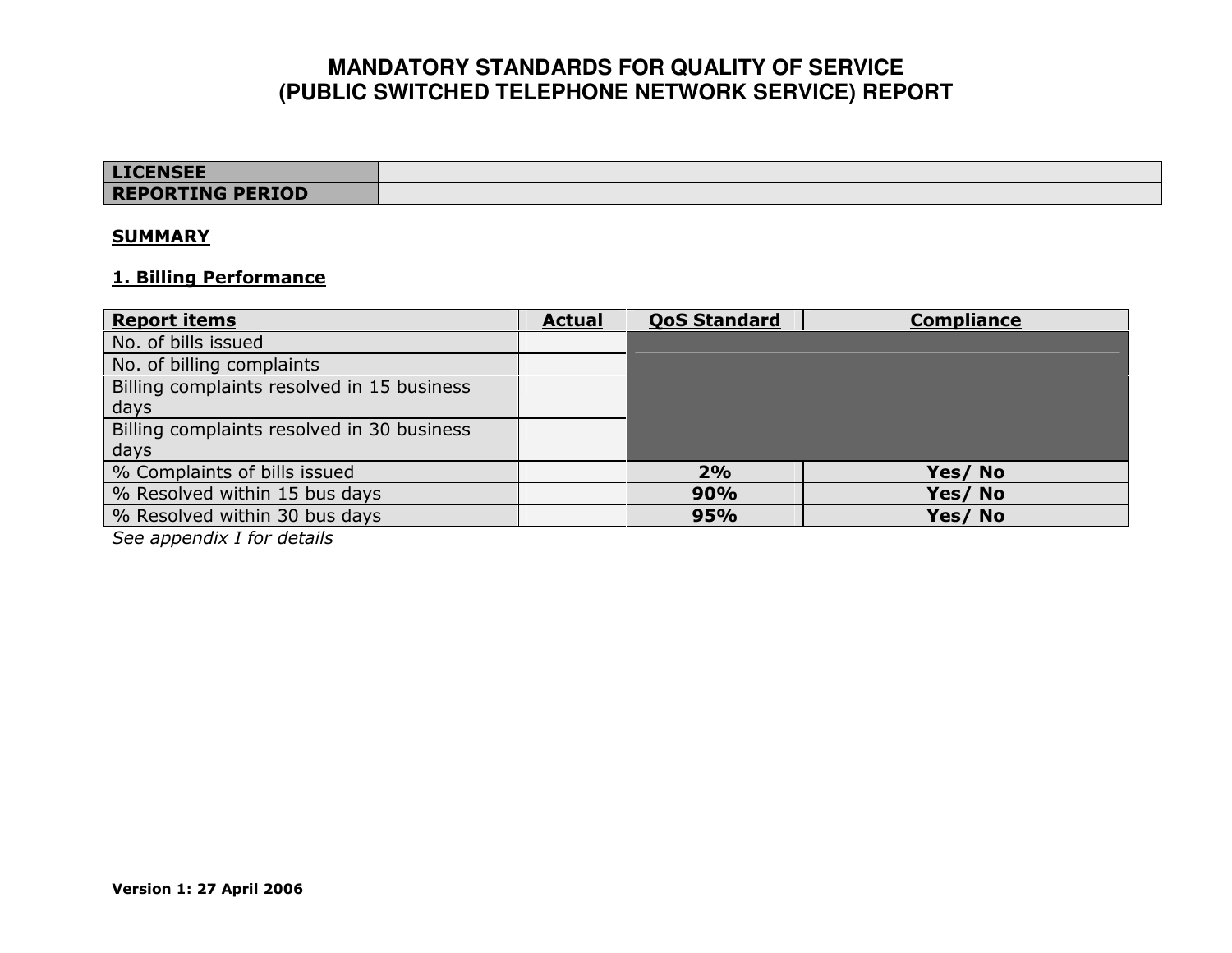# MANDATORY STANDARDS FOR QUALITY OF SERVICE (PUBLIC SWITCHED TELEPHONE NETWORK SERVICE) REPORT

| **LICENSEE** | |
|---|---|
| **REPORTING PERIOD** | |

**SUMMARY**

**1. Billing Performance**

| Report items | Actual | QoS Standard | Compliance |
|---|---|---|---|
| No. of bills issued | | | |
| No. of billing complaints | | | |
| Billing complaints resolved in 15 business days | | | |
| Billing complaints resolved in 30 business days | | | |
| % Complaints of bills issued | | **2%** | **Yes/ No** |
| % Resolved within 15 bus days | | **90%** | **Yes/ No** |
| % Resolved within 30 bus days | | **95%** | **Yes/ No** |

*See appendix I for details*

**Version 1: 27 April 2006**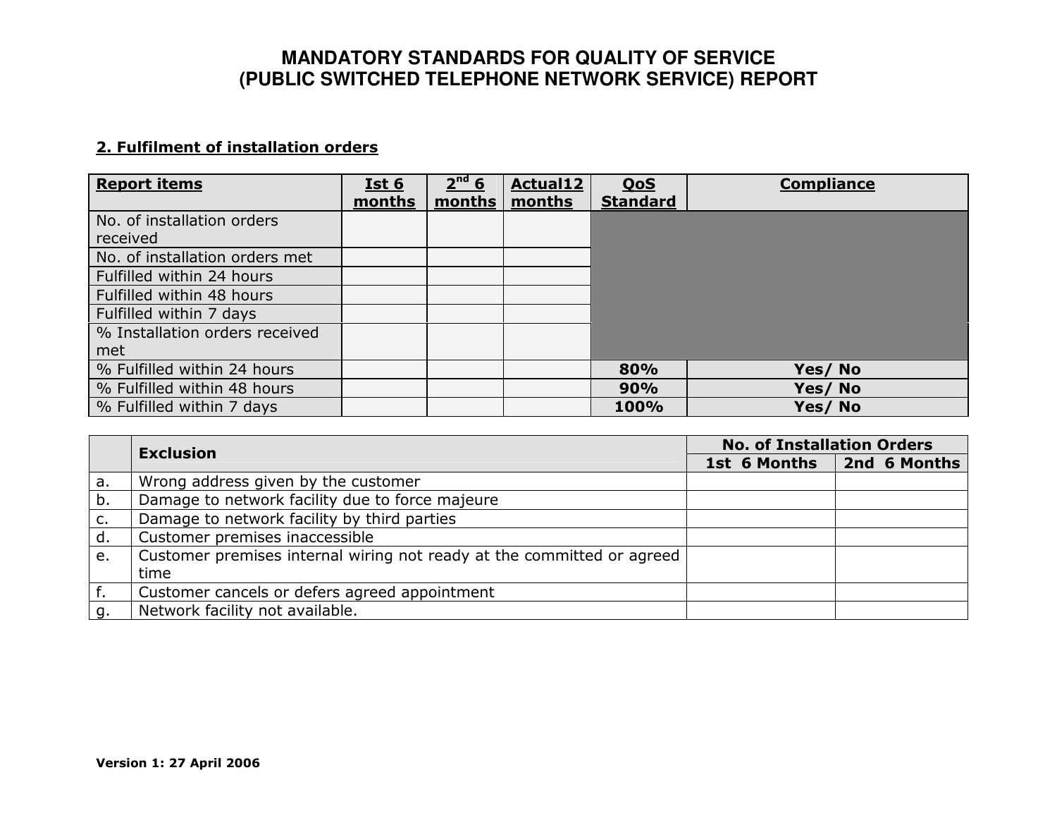# MANDATORY STANDARDS FOR QUALITY OF SERVICE
# (PUBLIC SWITCHED TELEPHONE NETWORK SERVICE) REPORT

## 2. Fulfilment of installation orders

| Report items | Ist 6 months | 2nd 6 months | Actual12 months | QoS Standard | Compliance |
|---|---|---|---|---|---|
| No. of installation orders received | | | | | |
| No. of installation orders met | | | | | |
| Fulfilled within 24 hours | | | | | |
| Fulfilled within 48 hours | | | | | |
| Fulfilled within 7 days | | | | | |
| % Installation orders received met | | | | | |
| % Fulfilled within 24 hours | | | | **80%** | **Yes/ No** |
| % Fulfilled within 48 hours | | | | **90%** | **Yes/ No** |
| % Fulfilled within 7 days | | | | **100%** | **Yes/ No** |

| | Exclusion | No. of Installation Orders | |
|---|---|---|---|
| | | 1st 6 Months | 2nd 6 Months |
| a. | Wrong address given by the customer | | |
| b. | Damage to network facility due to force majeure | | |
| c. | Damage to network facility by third parties | | |
| d. | Customer premises inaccessible | | |
| e. | Customer premises internal wiring not ready at the committed or agreed time | | |
| f. | Customer cancels or defers agreed appointment | | |
| g. | Network facility not available. | | |

**Version 1: 27 April 2006**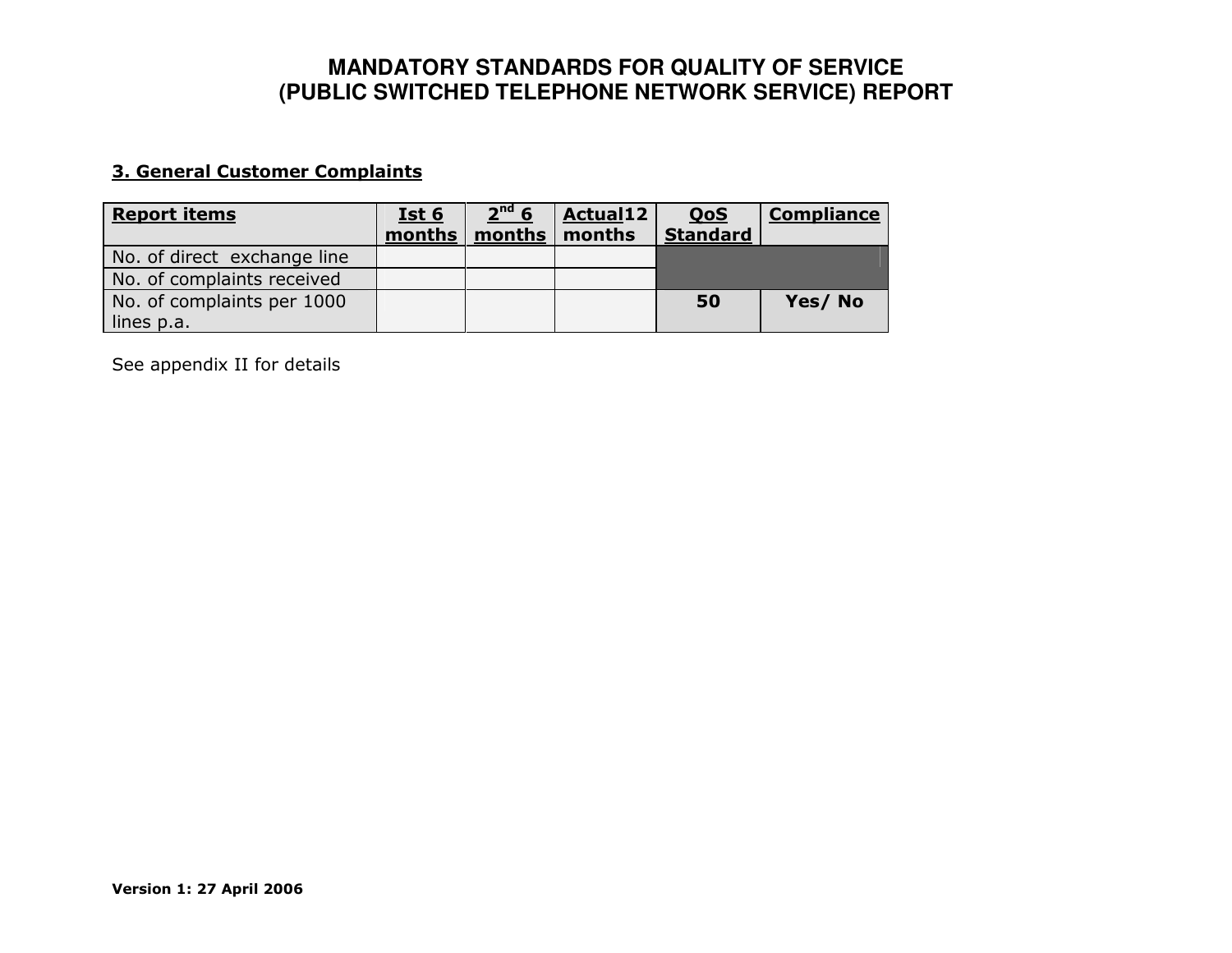# MANDATORY STANDARDS FOR QUALITY OF SERVICE (PUBLIC SWITCHED TELEPHONE NETWORK SERVICE) REPORT

## 3. General Customer Complaints

| Report items | Ist 6 months | 2nd 6 months | Actual12 months | QoS Standard | Compliance |
|---|---|---|---|---|---|
| No. of direct exchange line | | | | | |
| No. of complaints received | | | | | |
| No. of complaints per 1000 lines p.a. | | | | **50** | **Yes/ No** |

See appendix II for details

**Version 1: 27 April 2006**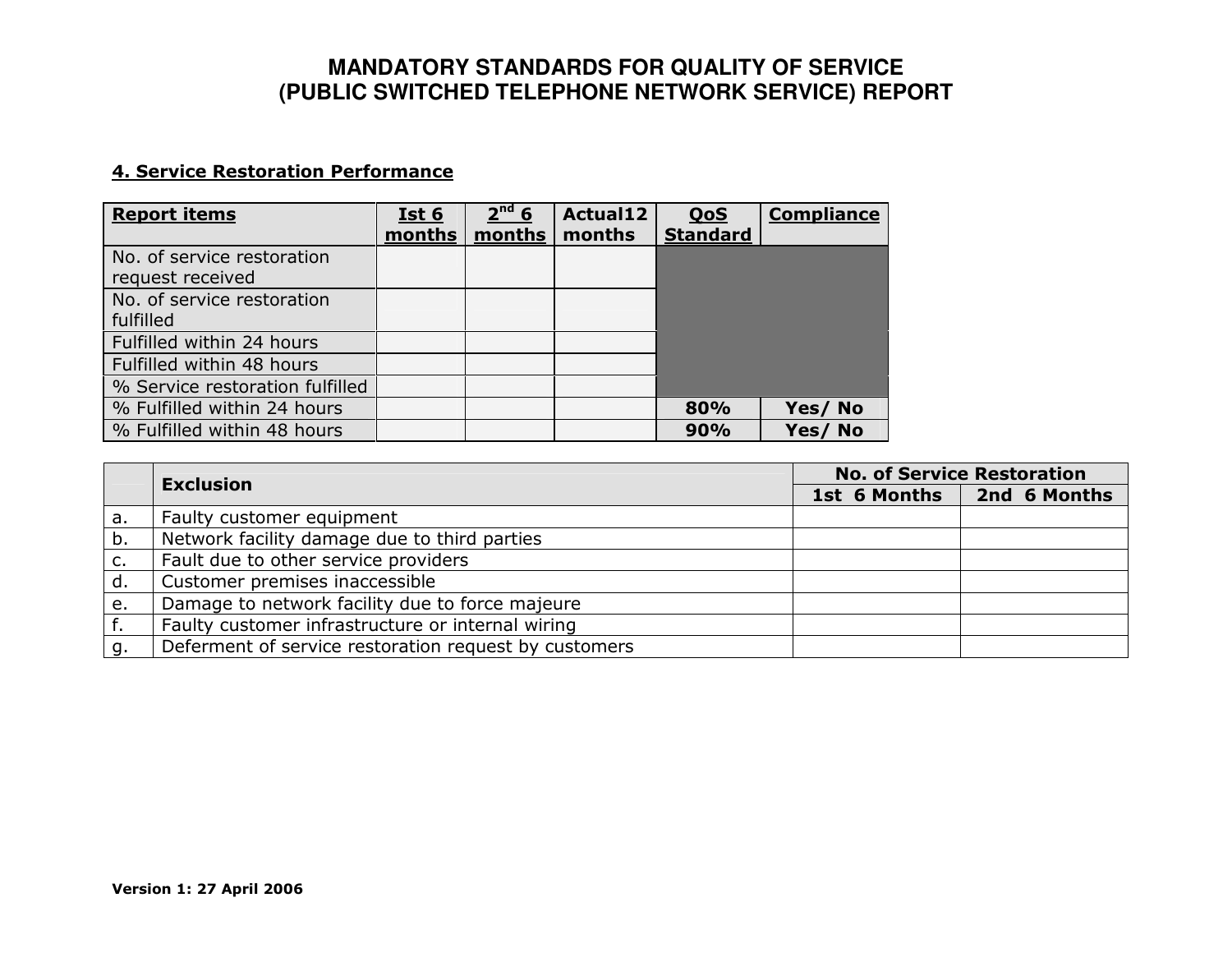# MANDATORY STANDARDS FOR QUALITY OF SERVICE (PUBLIC SWITCHED TELEPHONE NETWORK SERVICE) REPORT

## 4. Service Restoration Performance

| Report items | Ist 6 months | 2nd 6 months | Actual12 months | QoS Standard | Compliance |
|---|---|---|---|---|---|
| No. of service restoration request received | | | | | |
| No. of service restoration fulfilled | | | | | |
| Fulfilled within 24 hours | | | | | |
| Fulfilled within 48 hours | | | | | |
| % Service restoration fulfilled | | | | | |
| % Fulfilled within 24 hours | | | | **80%** | **Yes/ No** |
| % Fulfilled within 48 hours | | | | **90%** | **Yes/ No** |

| | Exclusion | No. of Service Restoration | |
|---|---|---|---|
| | | 1st 6 Months | 2nd 6 Months |
| a. | Faulty customer equipment | | |
| b. | Network facility damage due to third parties | | |
| c. | Fault due to other service providers | | |
| d. | Customer premises inaccessible | | |
| e. | Damage to network facility due to force majeure | | |
| f. | Faulty customer infrastructure or internal wiring | | |
| g. | Deferment of service restoration request by customers | | |

**Version 1: 27 April 2006**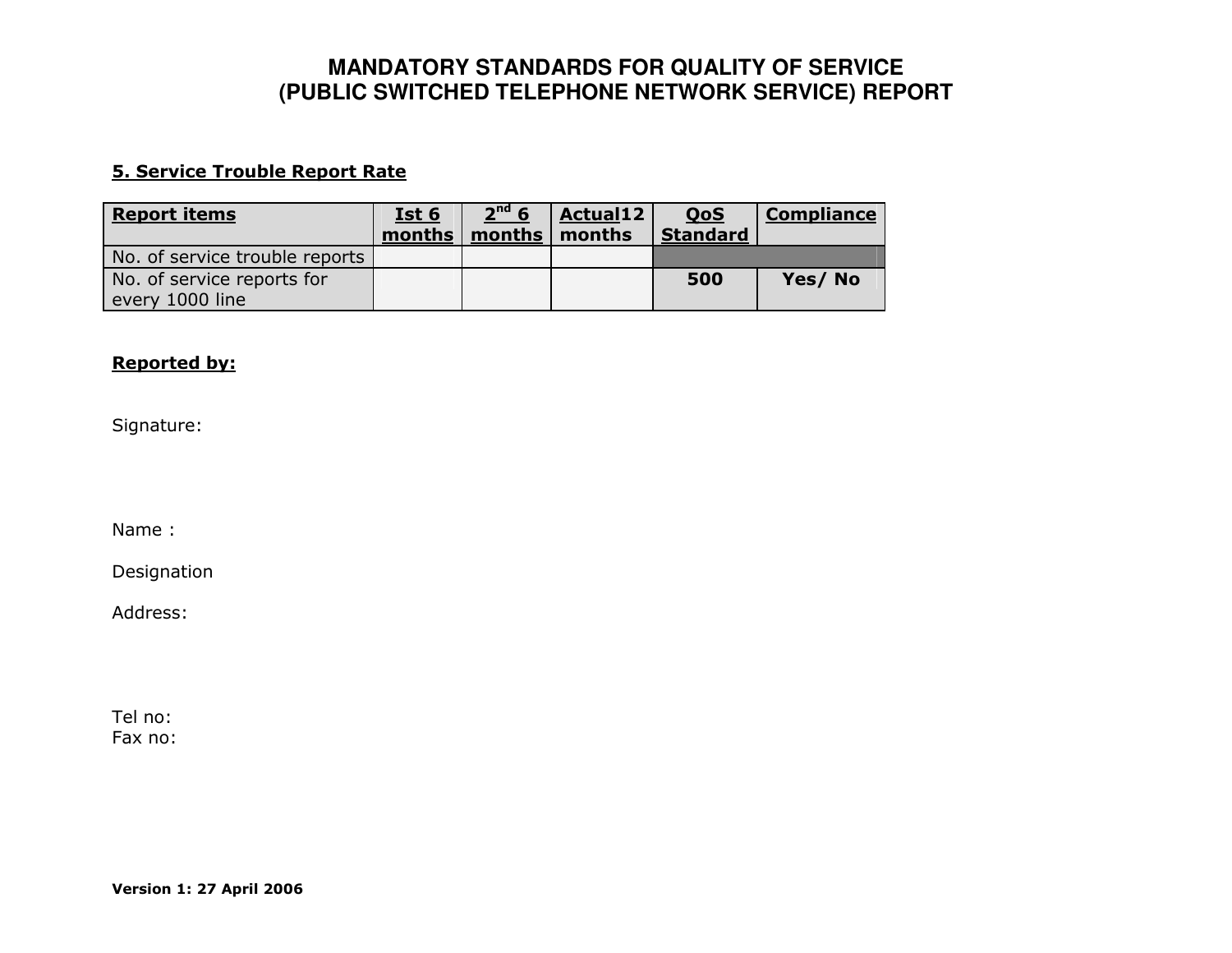# MANDATORY STANDARDS FOR QUALITY OF SERVICE (PUBLIC SWITCHED TELEPHONE NETWORK SERVICE) REPORT

## 5. Service Trouble Report Rate

| Report items | Ist 6 months | 2nd 6 months | Actual12 months | QoS Standard | Compliance |
|---|---|---|---|---|---|
| No. of service trouble reports | | | | | |
| No. of service reports for every 1000 line | | | | 500 | Yes/ No |

**Reported by:**

Signature:

Name :

Designation

Address:

Tel no:
Fax no:

**Version 1: 27 April 2006**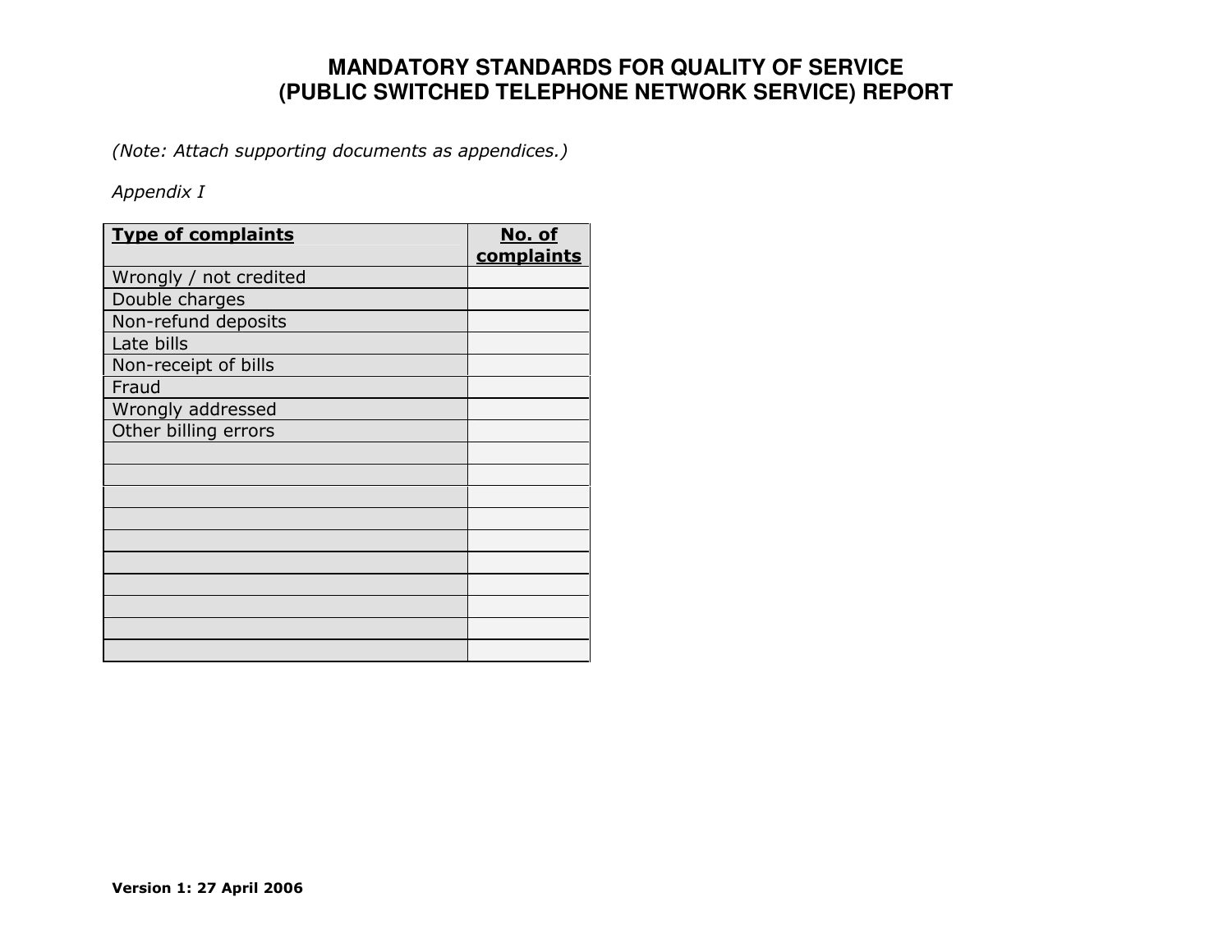# MANDATORY STANDARDS FOR QUALITY OF SERVICE (PUBLIC SWITCHED TELEPHONE NETWORK SERVICE) REPORT

*(Note: Attach supporting documents as appendices.)*

*Appendix I*

| **Type of complaints** | **No. of complaints** |
|---|---|
| Wrongly / not credited | |
| Double charges | |
| Non-refund deposits | |
| Late bills | |
| Non-receipt of bills | |
| Fraud | |
| Wrongly addressed | |
| Other billing errors | |
| | |
| | |
| | |
| | |
| | |
| | |
| | |
| | |
| | |
| | |

**Version 1: 27 April 2006**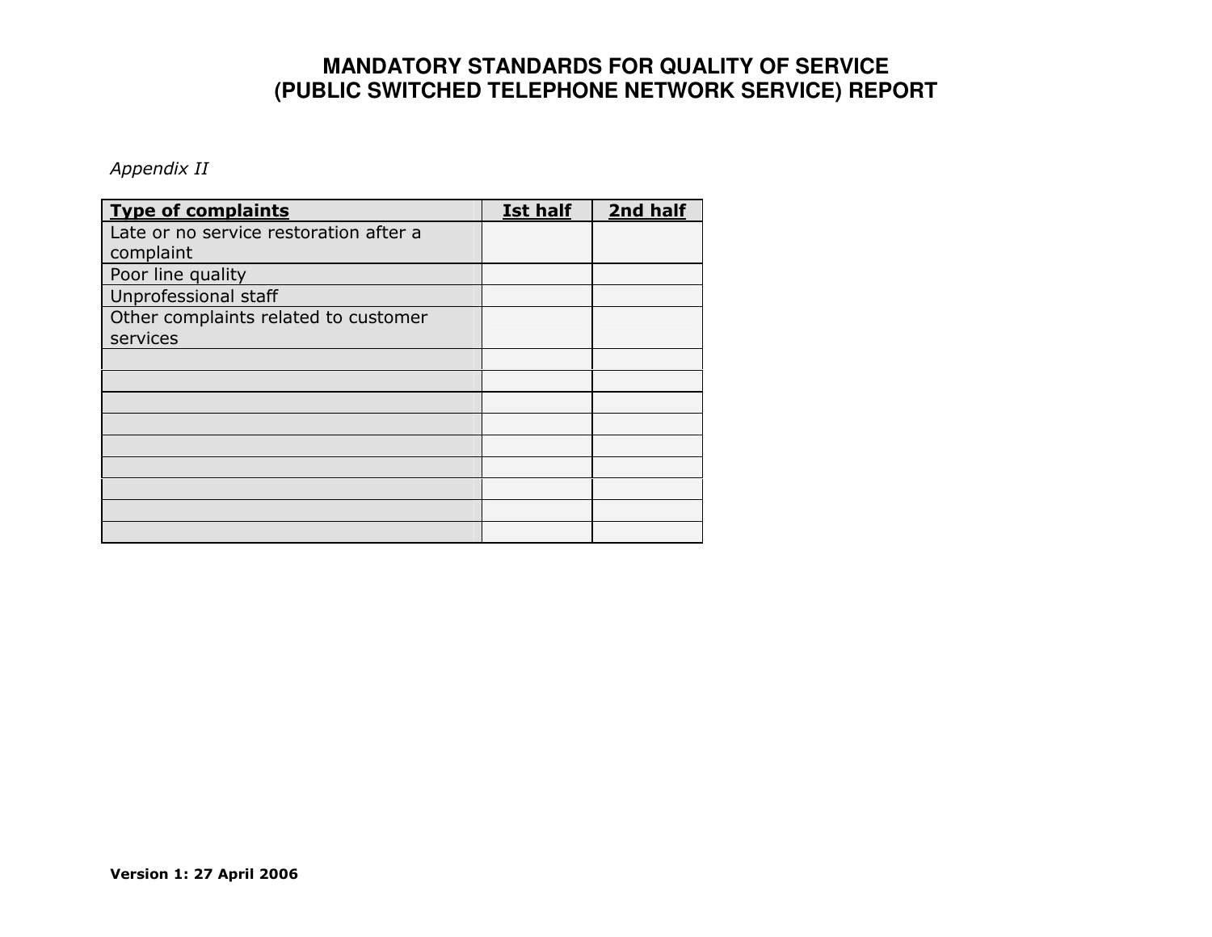# MANDATORY STANDARDS FOR QUALITY OF SERVICE
# (PUBLIC SWITCHED TELEPHONE NETWORK SERVICE) REPORT

*Appendix II*

| Type of complaints | Ist half | 2nd half |
|---|---|---|
| Late or no service restoration after a complaint | | |
| Poor line quality | | |
| Unprofessional staff | | |
| Other complaints related to customer services | | |
| | | |
| | | |
| | | |
| | | |
| | | |
| | | |
| | | |
| | | |
| | | |

**Version 1: 27 April 2006**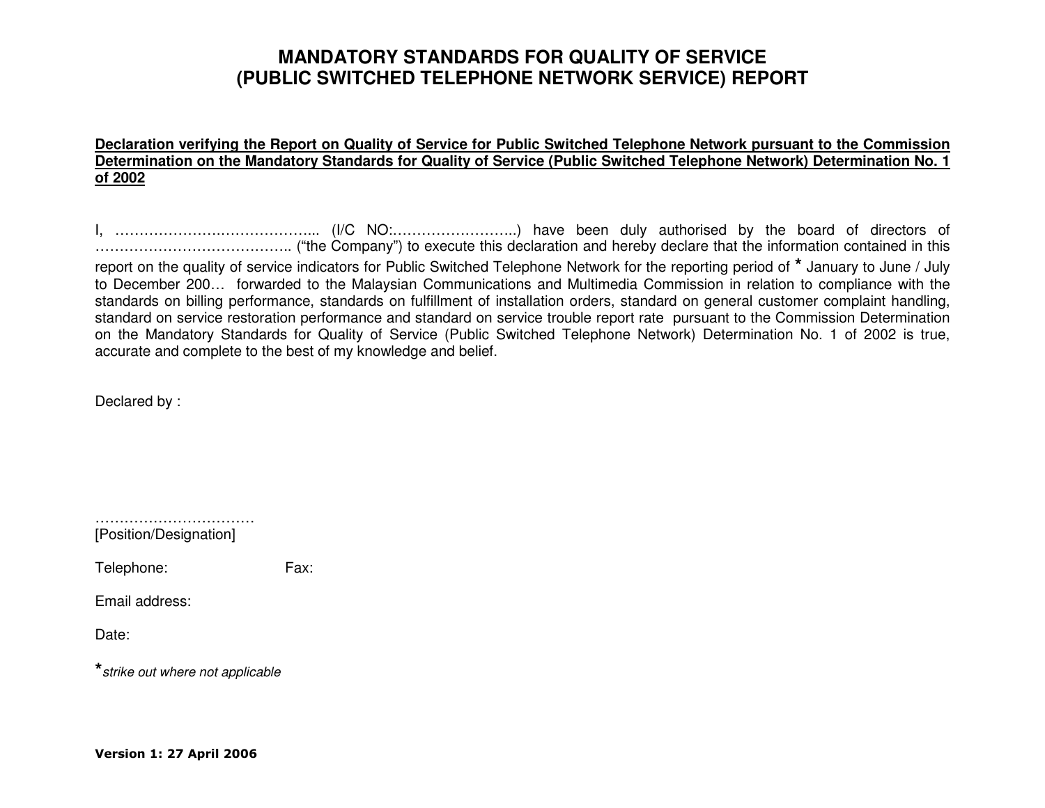# MANDATORY STANDARDS FOR QUALITY OF SERVICE (PUBLIC SWITCHED TELEPHONE NETWORK SERVICE) REPORT

**Declaration verifying the Report on Quality of Service for Public Switched Telephone Network pursuant to the Commission Determination on the Mandatory Standards for Quality of Service (Public Switched Telephone Network) Determination No. 1 of 2002**

I, …………………….…………….. (I/C NO:……………………..) have been duly authorised by the board of directors of ………………………………….. ("the Company") to execute this declaration and hereby declare that the information contained in this report on the quality of service indicators for Public Switched Telephone Network for the reporting period of * January to June / July to December 200… forwarded to the Malaysian Communications and Multimedia Commission in relation to compliance with the standards on billing performance, standards on fulfillment of installation orders, standard on general customer complaint handling, standard on service restoration performance and standard on service trouble report rate pursuant to the Commission Determination on the Mandatory Standards for Quality of Service (Public Switched Telephone Network) Determination No. 1 of 2002 is true, accurate and complete to the best of my knowledge and belief.

Declared by :

……………………………
[Position/Designation]

Telephone: Fax:

Email address:

Date:

**\***
*strike out where not applicable*

**Version 1: 27 April 2006**